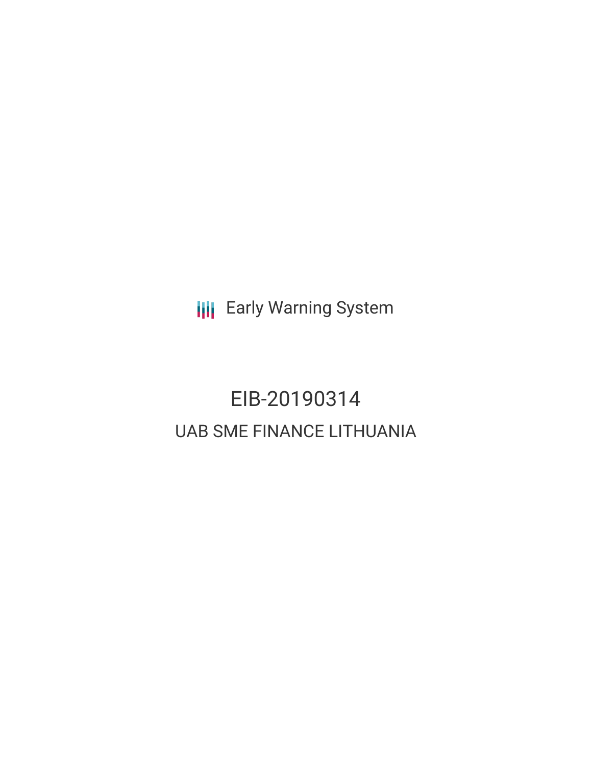Early Warning System

# EIB-20190314

## UAB SME FINANCE LITHUANIA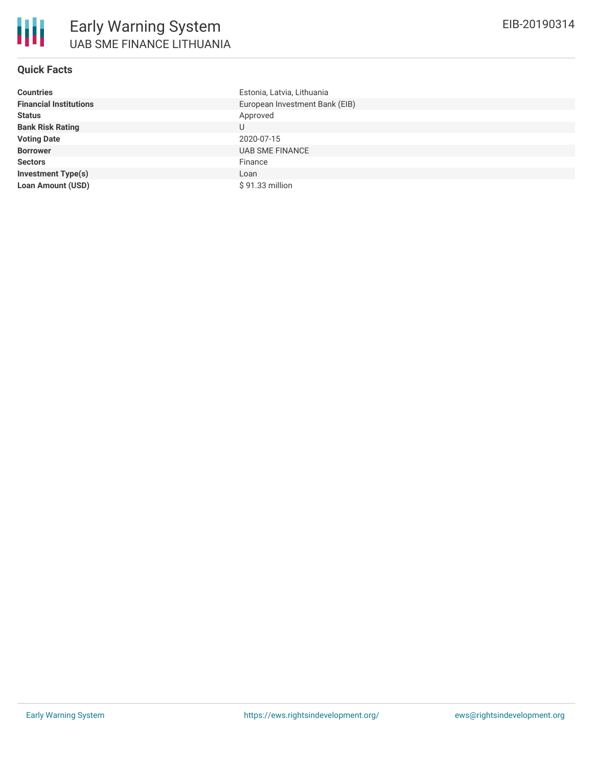# Early Warning System

## UAB SME FINANCE LITHUANIA

EIB-20190314

### Quick Facts

| | |
|---|---|
| **Countries** | Estonia, Latvia, Lithuania |
| **Financial Institutions** | European Investment Bank (EIB) |
| **Status** | Approved |
| **Bank Risk Rating** | U |
| **Voting Date** | 2020-07-15 |
| **Borrower** | UAB SME FINANCE |
| **Sectors** | Finance |
| **Investment Type(s)** | Loan |
| **Loan Amount (USD)** | $ 91.33 million |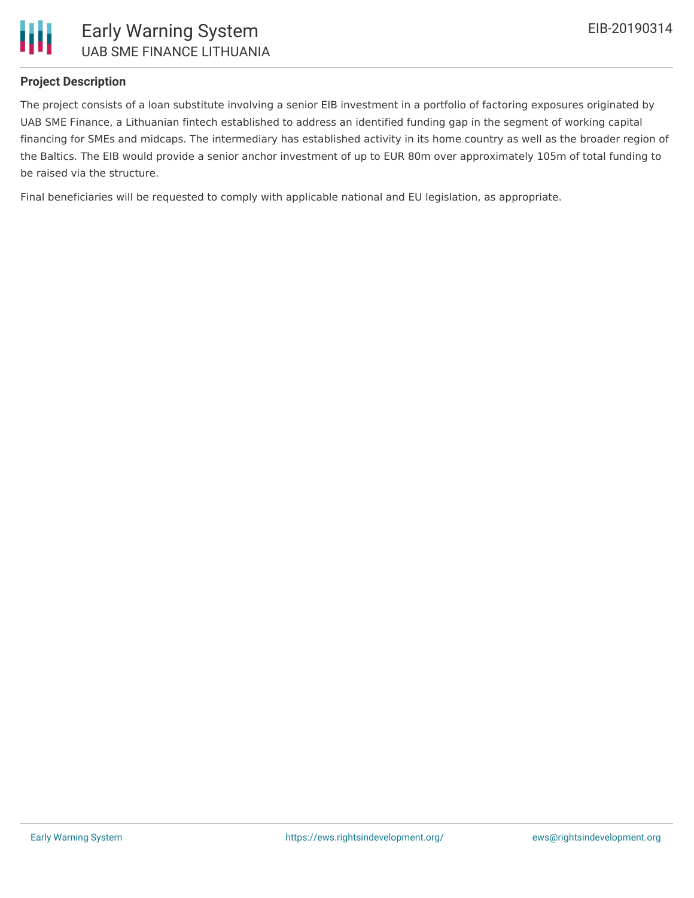## Project Description

The project consists of a loan substitute involving a senior EIB investment in a portfolio of factoring exposures originated by UAB SME Finance, a Lithuanian fintech established to address an identified funding gap in the segment of working capital financing for SMEs and midcaps. The intermediary has established activity in its home country as well as the broader region of the Baltics. The EIB would provide a senior anchor investment of up to EUR 80m over approximately 105m of total funding to be raised via the structure.

Final beneficiaries will be requested to comply with applicable national and EU legislation, as appropriate.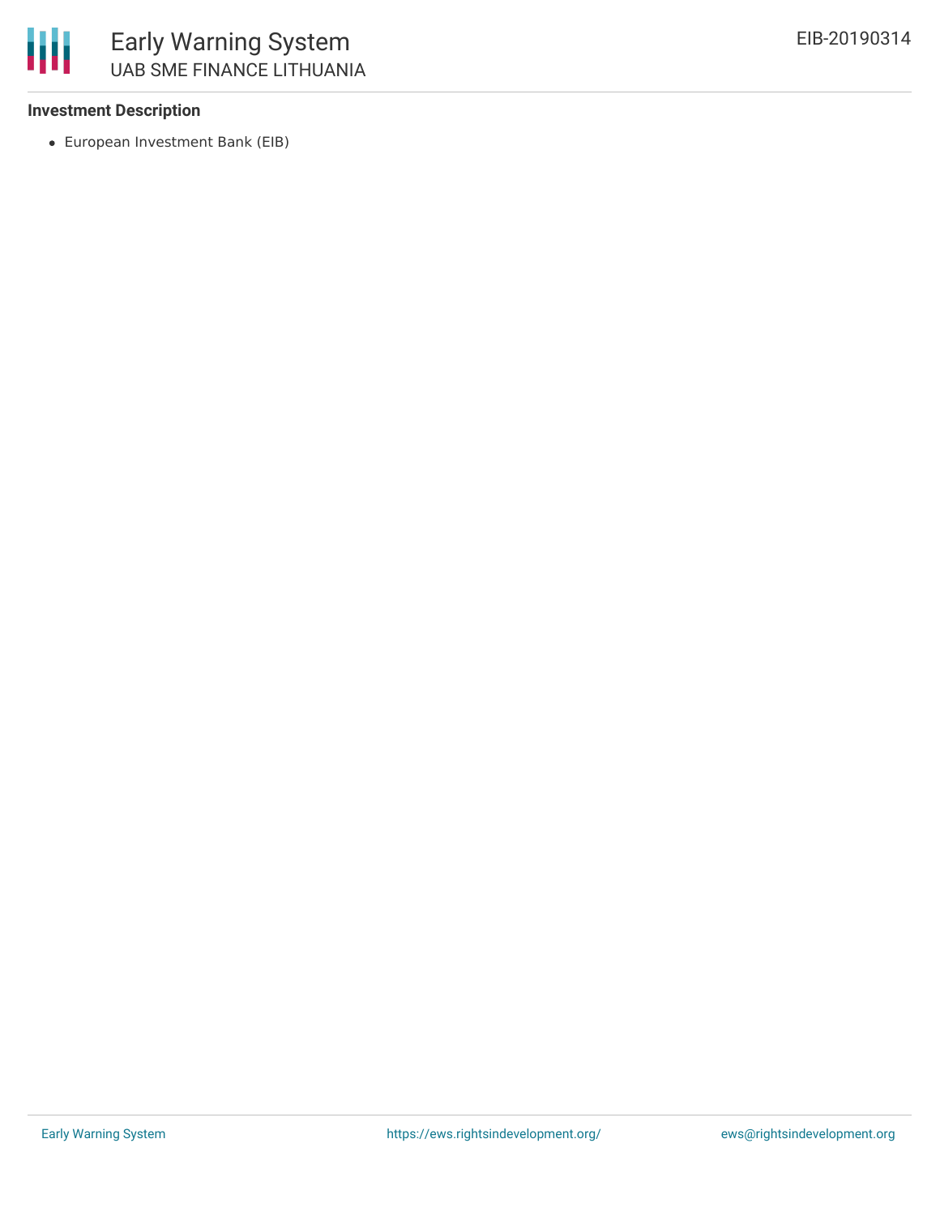**Investment Description**

- European Investment Bank (EIB)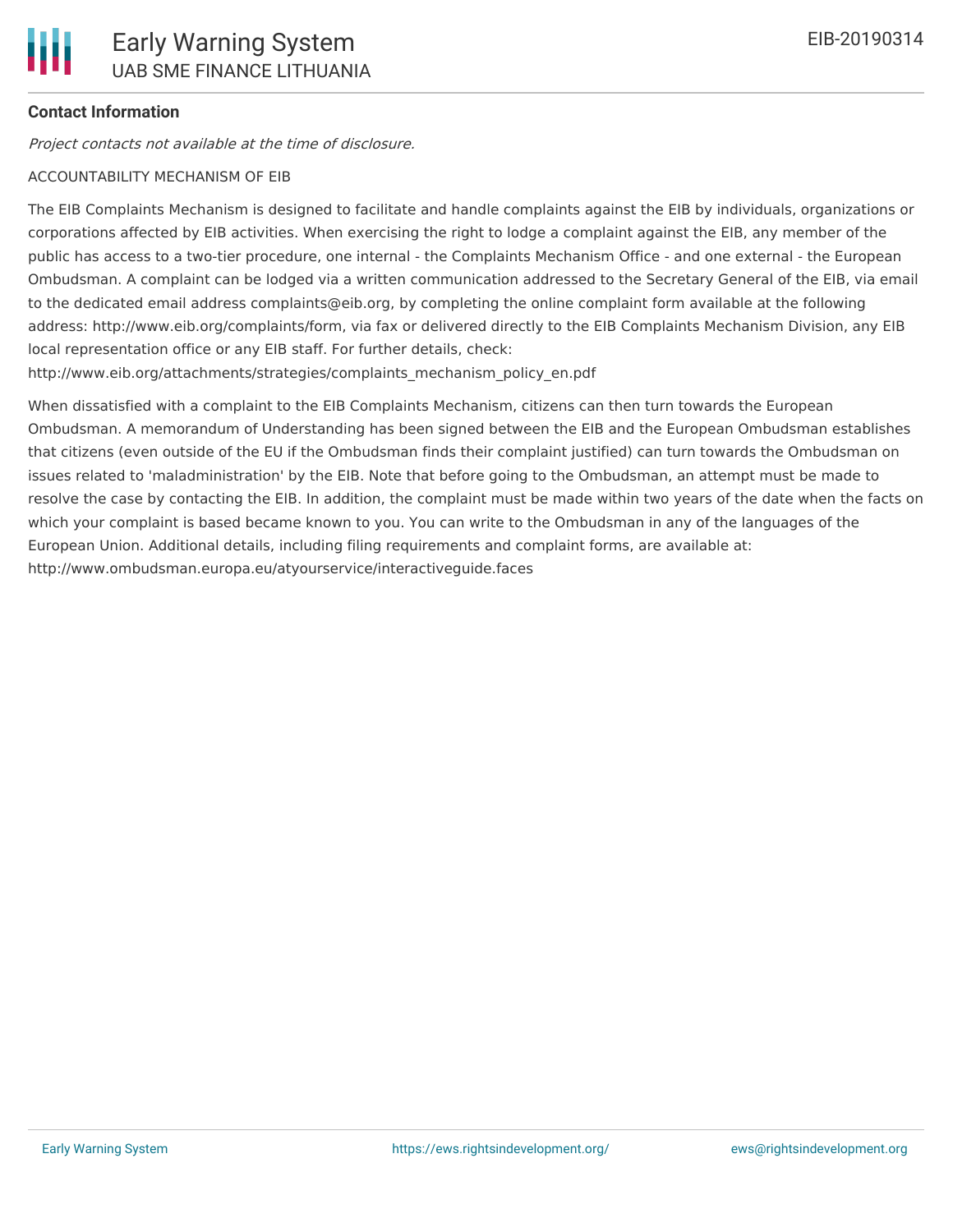### Contact Information

*Project contacts not available at the time of disclosure.*

ACCOUNTABILITY MECHANISM OF EIB

The EIB Complaints Mechanism is designed to facilitate and handle complaints against the EIB by individuals, organizations or corporations affected by EIB activities. When exercising the right to lodge a complaint against the EIB, any member of the public has access to a two-tier procedure, one internal - the Complaints Mechanism Office - and one external - the European Ombudsman. A complaint can be lodged via a written communication addressed to the Secretary General of the EIB, via email to the dedicated email address complaints@eib.org, by completing the online complaint form available at the following address: http://www.eib.org/complaints/form, via fax or delivered directly to the EIB Complaints Mechanism Division, any EIB local representation office or any EIB staff. For further details, check: http://www.eib.org/attachments/strategies/complaints_mechanism_policy_en.pdf

When dissatisfied with a complaint to the EIB Complaints Mechanism, citizens can then turn towards the European Ombudsman. A memorandum of Understanding has been signed between the EIB and the European Ombudsman establishes that citizens (even outside of the EU if the Ombudsman finds their complaint justified) can turn towards the Ombudsman on issues related to 'maladministration' by the EIB. Note that before going to the Ombudsman, an attempt must be made to resolve the case by contacting the EIB. In addition, the complaint must be made within two years of the date when the facts on which your complaint is based became known to you. You can write to the Ombudsman in any of the languages of the European Union. Additional details, including filing requirements and complaint forms, are available at: http://www.ombudsman.europa.eu/atyourservice/interactiveguide.faces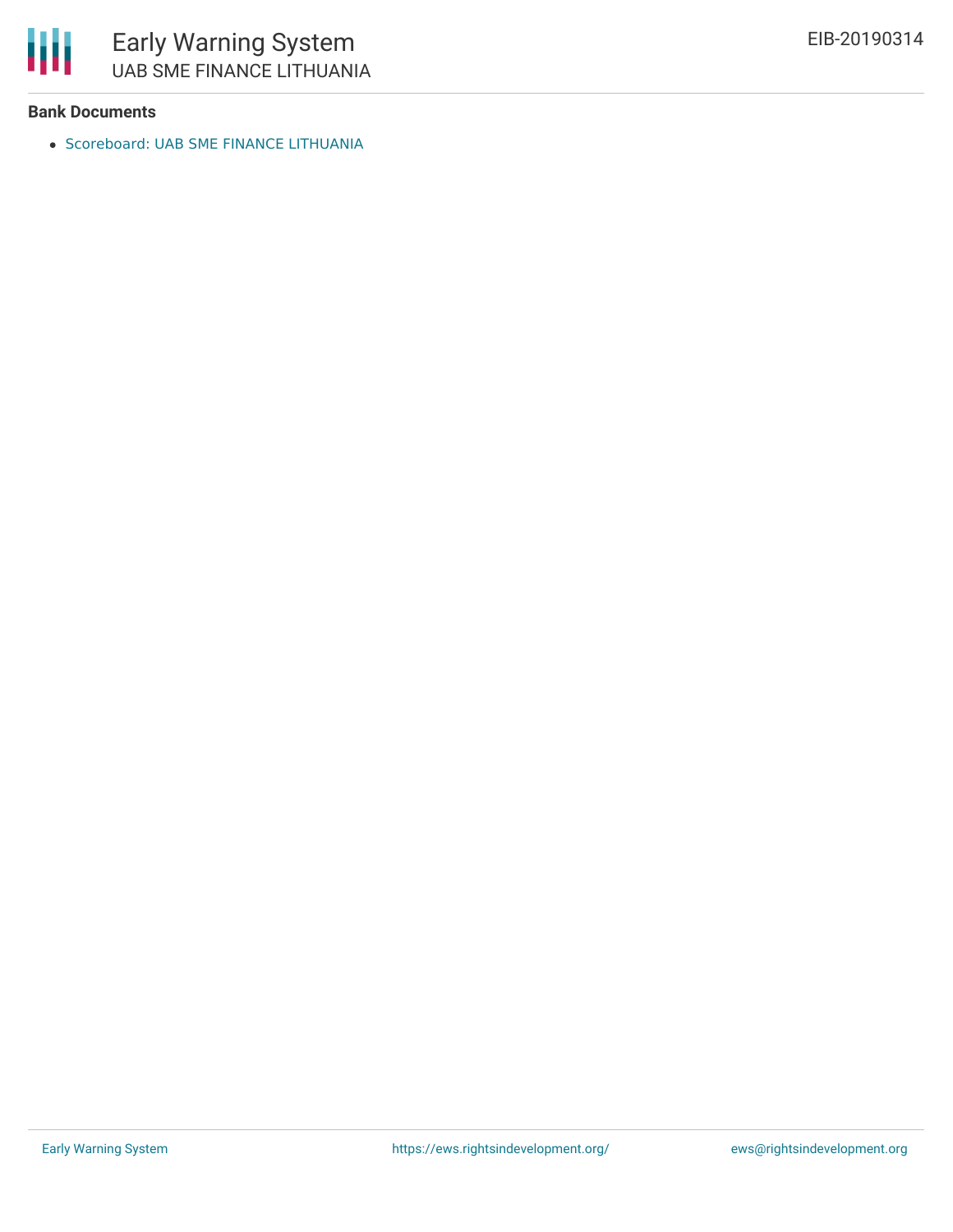**Bank Documents**

- Scoreboard: UAB SME FINANCE LITHUANIA